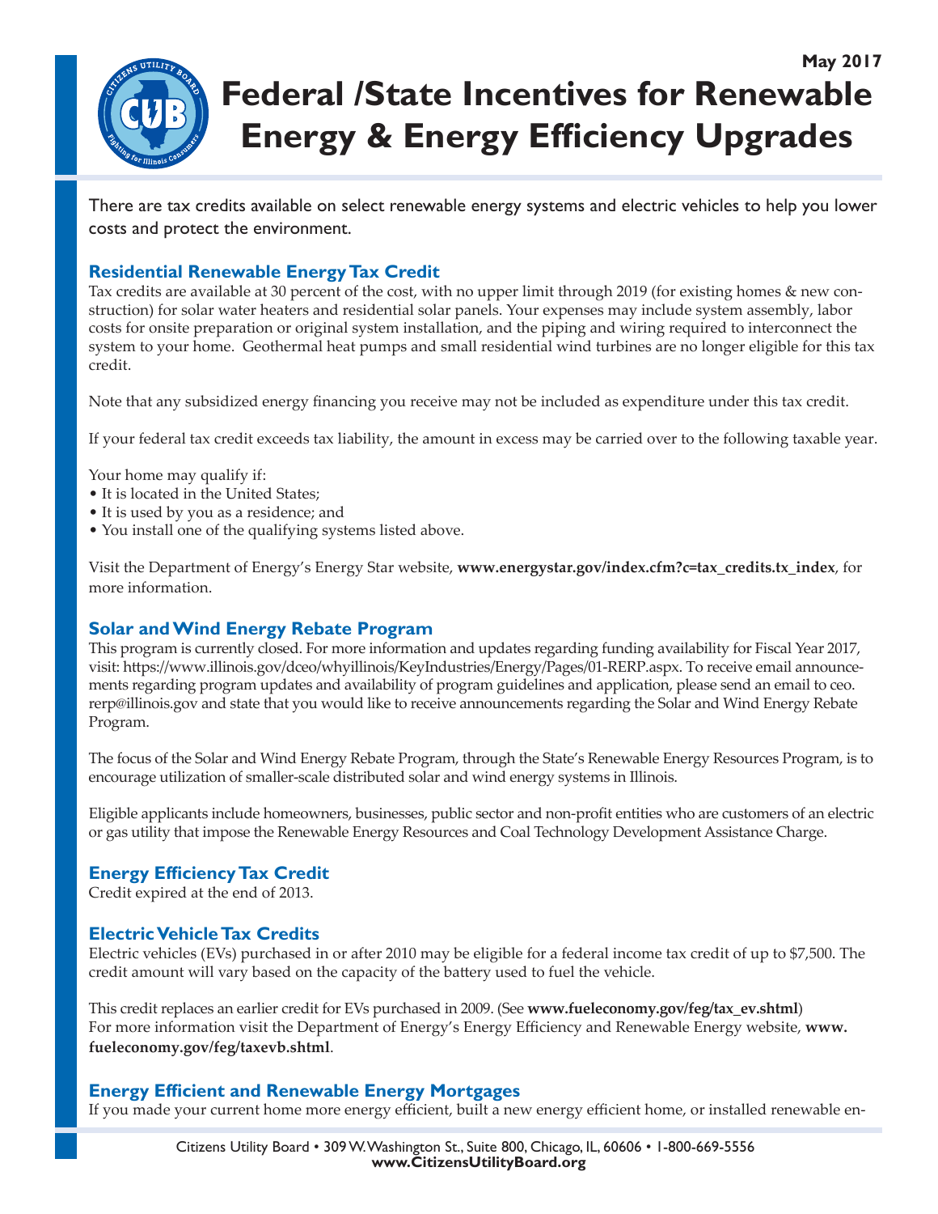May 2017

# Federal /State Incentives for Renewable Energy & Energy Efficiency Upgrades

There are tax credits available on select renewable energy systems and electric vehicles to help you lower costs and protect the environment.

## Residential Renewable Energy Tax Credit

Tax credits are available at 30 percent of the cost, with no upper limit through 2019 (for existing homes & new construction) for solar water heaters and residential solar panels. Your expenses may include system assembly, labor costs for onsite preparation or original system installation, and the piping and wiring required to interconnect the system to your home. Geothermal heat pumps and small residential wind turbines are no longer eligible for this tax credit.

Note that any subsidized energy financing you receive may not be included as expenditure under this tax credit.

If your federal tax credit exceeds tax liability, the amount in excess may be carried over to the following taxable year.

Your home may qualify if:
- It is located in the United States;
- It is used by you as a residence; and
- You install one of the qualifying systems listed above.

Visit the Department of Energy's Energy Star website, **www.energystar.gov/index.cfm?c=tax_credits.tx_index**, for more information.

## Solar and Wind Energy Rebate Program

This program is currently closed. For more information and updates regarding funding availability for Fiscal Year 2017, visit: https://www.illinois.gov/dceo/whyillinois/KeyIndustries/Energy/Pages/01-RERP.aspx. To receive email announcements regarding program updates and availability of program guidelines and application, please send an email to ceo.rerp@illinois.gov and state that you would like to receive announcements regarding the Solar and Wind Energy Rebate Program.

The focus of the Solar and Wind Energy Rebate Program, through the State's Renewable Energy Resources Program, is to encourage utilization of smaller-scale distributed solar and wind energy systems in Illinois.

Eligible applicants include homeowners, businesses, public sector and non-profit entities who are customers of an electric or gas utility that impose the Renewable Energy Resources and Coal Technology Development Assistance Charge.

## Energy Efficiency Tax Credit

Credit expired at the end of 2013.

## Electric Vehicle Tax Credits

Electric vehicles (EVs) purchased in or after 2010 may be eligible for a federal income tax credit of up to $7,500. The credit amount will vary based on the capacity of the battery used to fuel the vehicle.

This credit replaces an earlier credit for EVs purchased in 2009. (See **www.fueleconomy.gov/feg/tax_ev.shtml**)
For more information visit the Department of Energy's Energy Efficiency and Renewable Energy website, **www.fueleconomy.gov/feg/taxevb.shtml**.

## Energy Efficient and Renewable Energy Mortgages

If you made your current home more energy efficient, built a new energy efficient home, or installed renewable en-

Citizens Utility Board • 309 W. Washington St., Suite 800, Chicago, IL, 60606 • 1-800-669-5556
**www.CitizensUtilityBoard.org**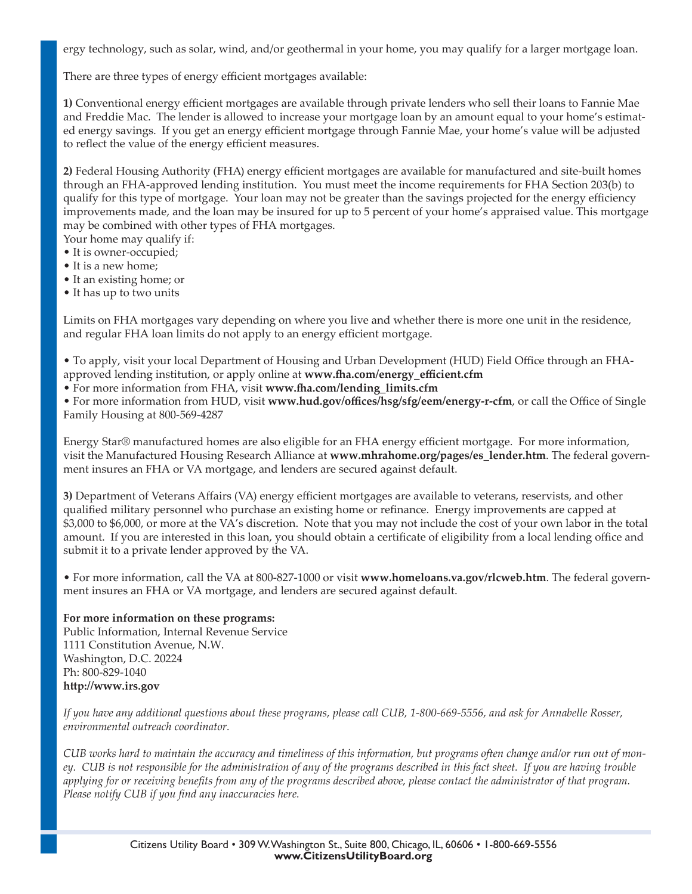ergy technology, such as solar, wind, and/or geothermal in your home, you may qualify for a larger mortgage loan.

There are three types of energy efficient mortgages available:

**1)** Conventional energy efficient mortgages are available through private lenders who sell their loans to Fannie Mae and Freddie Mac. The lender is allowed to increase your mortgage loan by an amount equal to your home's estimated energy savings. If you get an energy efficient mortgage through Fannie Mae, your home's value will be adjusted to reflect the value of the energy efficient measures.

**2)** Federal Housing Authority (FHA) energy efficient mortgages are available for manufactured and site-built homes through an FHA-approved lending institution. You must meet the income requirements for FHA Section 203(b) to qualify for this type of mortgage. Your loan may not be greater than the savings projected for the energy efficiency improvements made, and the loan may be insured for up to 5 percent of your home's appraised value. This mortgage may be combined with other types of FHA mortgages.

Your home may qualify if:

- It is owner-occupied;
- It is a new home;
- It an existing home; or
- It has up to two units

Limits on FHA mortgages vary depending on where you live and whether there is more one unit in the residence, and regular FHA loan limits do not apply to an energy efficient mortgage.

- To apply, visit your local Department of Housing and Urban Development (HUD) Field Office through an FHA-approved lending institution, or apply online at **www.fha.com/energy_efficient.cfm**
- For more information from FHA, visit **www.fha.com/lending_limits.cfm**
- For more information from HUD, visit **www.hud.gov/offices/hsg/sfg/eem/energy-r-cfm**, or call the Office of Single Family Housing at 800-569-4287

Energy Star® manufactured homes are also eligible for an FHA energy efficient mortgage. For more information, visit the Manufactured Housing Research Alliance at **www.mhrahome.org/pages/es_lender.htm**. The federal government insures an FHA or VA mortgage, and lenders are secured against default.

**3)** Department of Veterans Affairs (VA) energy efficient mortgages are available to veterans, reservists, and other qualified military personnel who purchase an existing home or refinance. Energy improvements are capped at $3,000 to $6,000, or more at the VA's discretion. Note that you may not include the cost of your own labor in the total amount. If you are interested in this loan, you should obtain a certificate of eligibility from a local lending office and submit it to a private lender approved by the VA.

- For more information, call the VA at 800-827-1000 or visit **www.homeloans.va.gov/rlcweb.htm**. The federal government insures an FHA or VA mortgage, and lenders are secured against default.

**For more information on these programs:**
Public Information, Internal Revenue Service
1111 Constitution Avenue, N.W.
Washington, D.C. 20224
Ph: 800-829-1040
**http://www.irs.gov**

*If you have any additional questions about these programs, please call CUB, 1-800-669-5556, and ask for Annabelle Rosser, environmental outreach coordinator.*

*CUB works hard to maintain the accuracy and timeliness of this information, but programs often change and/or run out of money. CUB is not responsible for the administration of any of the programs described in this fact sheet. If you are having trouble applying for or receiving benefits from any of the programs described above, please contact the administrator of that program. Please notify CUB if you find any inaccuracies here.*

Citizens Utility Board • 309 W. Washington St., Suite 800, Chicago, IL, 60606 • 1-800-669-5556
**www.CitizensUtilityBoard.org**